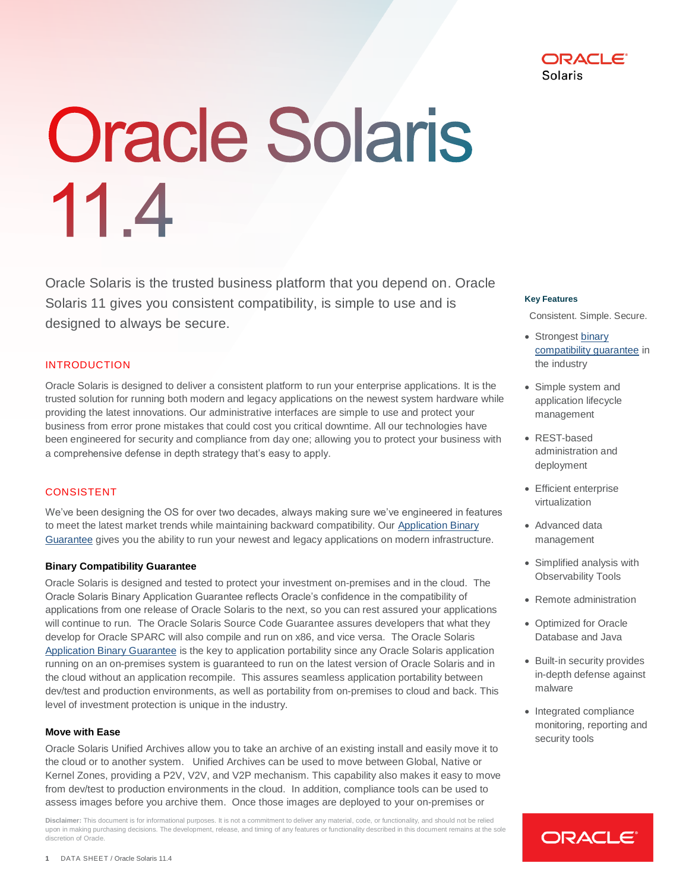# Oracle Solaris 11.4

Oracle Solaris is the trusted business platform that you depend on. Oracle Solaris 11 gives you consistent compatibility, is simple to use and is designed to always be secure.

## INTRODUCTION

Oracle Solaris is designed to deliver a consistent platform to run your enterprise applications. It is the trusted solution for running both modern and legacy applications on the newest system hardware while providing the latest innovations. Our administrative interfaces are simple to use and protect your business from error prone mistakes that could cost you critical downtime. All our technologies have been engineered for security and compliance from day one; allowing you to protect your business with a comprehensive defense in depth strategy that's easy to apply.

## CONSISTENT

We've been designing the OS for over two decades, always making sure we've engineered in features to meet the latest market trends while maintaining backward compatibility. Our Application Binary Guarantee gives you the ability to run your newest and legacy applications on modern infrastructure.

### Binary Compatibility Guarantee

Oracle Solaris is designed and tested to protect your investment on-premises and in the cloud. The Oracle Solaris Binary Application Guarantee reflects Oracle's confidence in the compatibility of applications from one release of Oracle Solaris to the next, so you can rest assured your applications will continue to run. The Oracle Solaris Source Code Guarantee assures developers that what they develop for Oracle SPARC will also compile and run on x86, and vice versa. The Oracle Solaris Application Binary Guarantee is the key to application portability since any Oracle Solaris application running on an on-premises system is guaranteed to run on the latest version of Oracle Solaris and in the cloud without an application recompile. This assures seamless application portability between dev/test and production environments, as well as portability from on-premises to cloud and back. This level of investment protection is unique in the industry.

### Move with Ease

Oracle Solaris Unified Archives allow you to take an archive of an existing install and easily move it to the cloud or to another system. Unified Archives can be used to move between Global, Native or Kernel Zones, providing a P2V, V2V, and V2P mechanism. This capability also makes it easy to move from dev/test to production environments in the cloud. In addition, compliance tools can be used to assess images before you archive them. Once those images are deployed to your on-premises or

**Key Features**

Consistent. Simple. Secure.

- Strongest binary compatibility guarantee in the industry
- Simple system and application lifecycle management
- REST-based administration and deployment
- Efficient enterprise virtualization
- Advanced data management
- Simplified analysis with Observability Tools
- Remote administration
- Optimized for Oracle Database and Java
- Built-in security provides in-depth defense against malware
- Integrated compliance monitoring, reporting and security tools

**Disclaimer:** This document is for informational purposes. It is not a commitment to deliver any material, code, or functionality, and should not be relied upon in making purchasing decisions. The development, release, and timing of any features or functionality described in this document remains at the sole discretion of Oracle.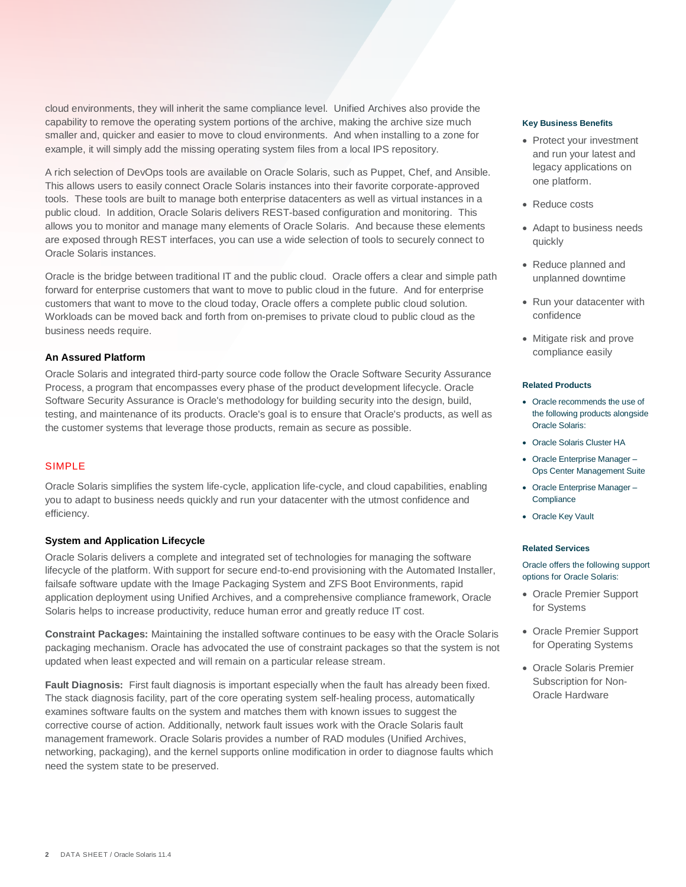cloud environments, they will inherit the same compliance level. Unified Archives also provide the capability to remove the operating system portions of the archive, making the archive size much smaller and, quicker and easier to move to cloud environments. And when installing to a zone for example, it will simply add the missing operating system files from a local IPS repository.

A rich selection of DevOps tools are available on Oracle Solaris, such as Puppet, Chef, and Ansible. This allows users to easily connect Oracle Solaris instances into their favorite corporate-approved tools. These tools are built to manage both enterprise datacenters as well as virtual instances in a public cloud. In addition, Oracle Solaris delivers REST-based configuration and monitoring. This allows you to monitor and manage many elements of Oracle Solaris. And because these elements are exposed through REST interfaces, you can use a wide selection of tools to securely connect to Oracle Solaris instances.

Oracle is the bridge between traditional IT and the public cloud. Oracle offers a clear and simple path forward for enterprise customers that want to move to public cloud in the future. And for enterprise customers that want to move to the cloud today, Oracle offers a complete public cloud solution. Workloads can be moved back and forth from on-premises to private cloud to public cloud as the business needs require.

### An Assured Platform

Oracle Solaris and integrated third-party source code follow the Oracle Software Security Assurance Process, a program that encompasses every phase of the product development lifecycle. Oracle Software Security Assurance is Oracle's methodology for building security into the design, build, testing, and maintenance of its products. Oracle's goal is to ensure that Oracle's products, as well as the customer systems that leverage those products, remain as secure as possible.

## SIMPLE

Oracle Solaris simplifies the system life-cycle, application life-cycle, and cloud capabilities, enabling you to adapt to business needs quickly and run your datacenter with the utmost confidence and efficiency.

### System and Application Lifecycle

Oracle Solaris delivers a complete and integrated set of technologies for managing the software lifecycle of the platform. With support for secure end-to-end provisioning with the Automated Installer, failsafe software update with the Image Packaging System and ZFS Boot Environments, rapid application deployment using Unified Archives, and a comprehensive compliance framework, Oracle Solaris helps to increase productivity, reduce human error and greatly reduce IT cost.

**Constraint Packages:** Maintaining the installed software continues to be easy with the Oracle Solaris packaging mechanism. Oracle has advocated the use of constraint packages so that the system is not updated when least expected and will remain on a particular release stream.

**Fault Diagnosis:** First fault diagnosis is important especially when the fault has already been fixed. The stack diagnosis facility, part of the core operating system self-healing process, automatically examines software faults on the system and matches them with known issues to suggest the corrective course of action. Additionally, network fault issues work with the Oracle Solaris fault management framework. Oracle Solaris provides a number of RAD modules (Unified Archives, networking, packaging), and the kernel supports online modification in order to diagnose faults which need the system state to be preserved.

#### Key Business Benefits

- Protect your investment and run your latest and legacy applications on one platform.
- Reduce costs
- Adapt to business needs quickly
- Reduce planned and unplanned downtime
- Run your datacenter with confidence
- Mitigate risk and prove compliance easily

#### Related Products

- Oracle recommends the use of the following products alongside Oracle Solaris:
- Oracle Solaris Cluster HA
- Oracle Enterprise Manager – Ops Center Management Suite
- Oracle Enterprise Manager – Compliance
- Oracle Key Vault

#### Related Services

Oracle offers the following support options for Oracle Solaris:

- Oracle Premier Support for Systems
- Oracle Premier Support for Operating Systems
- Oracle Solaris Premier Subscription for Non-Oracle Hardware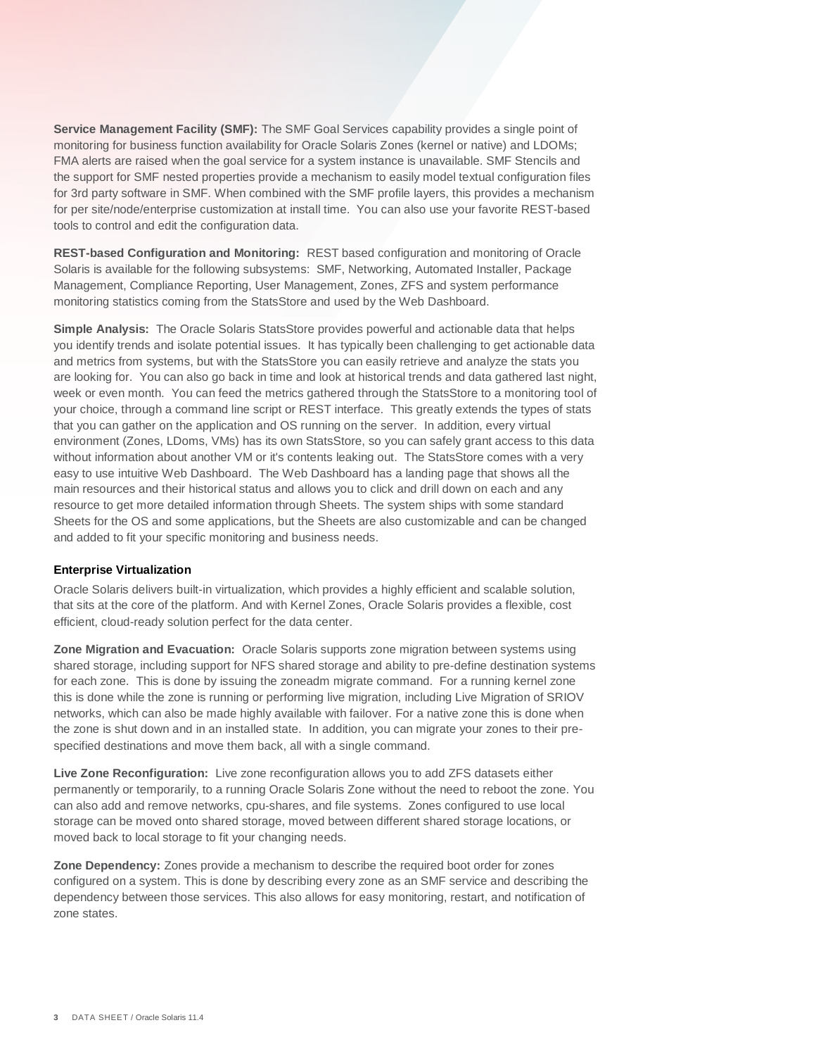**Service Management Facility (SMF):** The SMF Goal Services capability provides a single point of monitoring for business function availability for Oracle Solaris Zones (kernel or native) and LDOMs; FMA alerts are raised when the goal service for a system instance is unavailable. SMF Stencils and the support for SMF nested properties provide a mechanism to easily model textual configuration files for 3rd party software in SMF. When combined with the SMF profile layers, this provides a mechanism for per site/node/enterprise customization at install time. You can also use your favorite REST-based tools to control and edit the configuration data.

**REST-based Configuration and Monitoring:** REST based configuration and monitoring of Oracle Solaris is available for the following subsystems: SMF, Networking, Automated Installer, Package Management, Compliance Reporting, User Management, Zones, ZFS and system performance monitoring statistics coming from the StatsStore and used by the Web Dashboard.

**Simple Analysis:** The Oracle Solaris StatsStore provides powerful and actionable data that helps you identify trends and isolate potential issues. It has typically been challenging to get actionable data and metrics from systems, but with the StatsStore you can easily retrieve and analyze the stats you are looking for. You can also go back in time and look at historical trends and data gathered last night, week or even month. You can feed the metrics gathered through the StatsStore to a monitoring tool of your choice, through a command line script or REST interface. This greatly extends the types of stats that you can gather on the application and OS running on the server. In addition, every virtual environment (Zones, LDoms, VMs) has its own StatsStore, so you can safely grant access to this data without information about another VM or it's contents leaking out. The StatsStore comes with a very easy to use intuitive Web Dashboard. The Web Dashboard has a landing page that shows all the main resources and their historical status and allows you to click and drill down on each and any resource to get more detailed information through Sheets. The system ships with some standard Sheets for the OS and some applications, but the Sheets are also customizable and can be changed and added to fit your specific monitoring and business needs.

### Enterprise Virtualization

Oracle Solaris delivers built-in virtualization, which provides a highly efficient and scalable solution, that sits at the core of the platform. And with Kernel Zones, Oracle Solaris provides a flexible, cost efficient, cloud-ready solution perfect for the data center.

**Zone Migration and Evacuation:** Oracle Solaris supports zone migration between systems using shared storage, including support for NFS shared storage and ability to pre-define destination systems for each zone. This is done by issuing the zoneadm migrate command. For a running kernel zone this is done while the zone is running or performing live migration, including Live Migration of SRIOV networks, which can also be made highly available with failover. For a native zone this is done when the zone is shut down and in an installed state. In addition, you can migrate your zones to their pre-specified destinations and move them back, all with a single command.

**Live Zone Reconfiguration:** Live zone reconfiguration allows you to add ZFS datasets either permanently or temporarily, to a running Oracle Solaris Zone without the need to reboot the zone. You can also add and remove networks, cpu-shares, and file systems. Zones configured to use local storage can be moved onto shared storage, moved between different shared storage locations, or moved back to local storage to fit your changing needs.

**Zone Dependency:** Zones provide a mechanism to describe the required boot order for zones configured on a system. This is done by describing every zone as an SMF service and describing the dependency between those services. This also allows for easy monitoring, restart, and notification of zone states.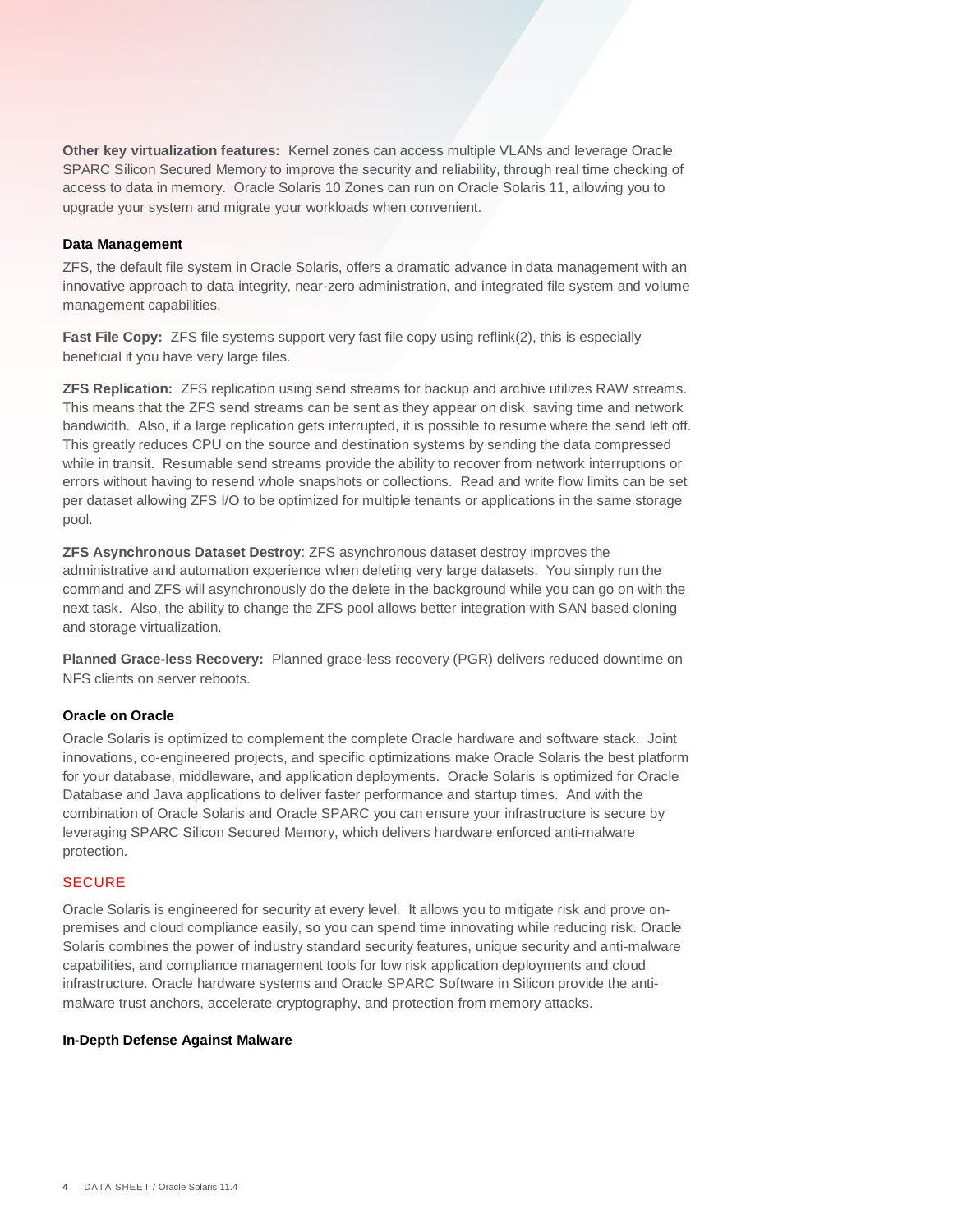**Other key virtualization features:** Kernel zones can access multiple VLANs and leverage Oracle SPARC Silicon Secured Memory to improve the security and reliability, through real time checking of access to data in memory. Oracle Solaris 10 Zones can run on Oracle Solaris 11, allowing you to upgrade your system and migrate your workloads when convenient.

### Data Management

ZFS, the default file system in Oracle Solaris, offers a dramatic advance in data management with an innovative approach to data integrity, near-zero administration, and integrated file system and volume management capabilities.

**Fast File Copy:** ZFS file systems support very fast file copy using reflink(2), this is especially beneficial if you have very large files.

**ZFS Replication:** ZFS replication using send streams for backup and archive utilizes RAW streams. This means that the ZFS send streams can be sent as they appear on disk, saving time and network bandwidth. Also, if a large replication gets interrupted, it is possible to resume where the send left off. This greatly reduces CPU on the source and destination systems by sending the data compressed while in transit. Resumable send streams provide the ability to recover from network interruptions or errors without having to resend whole snapshots or collections. Read and write flow limits can be set per dataset allowing ZFS I/O to be optimized for multiple tenants or applications in the same storage pool.

**ZFS Asynchronous Dataset Destroy**: ZFS asynchronous dataset destroy improves the administrative and automation experience when deleting very large datasets. You simply run the command and ZFS will asynchronously do the delete in the background while you can go on with the next task. Also, the ability to change the ZFS pool allows better integration with SAN based cloning and storage virtualization.

**Planned Grace-less Recovery:** Planned grace-less recovery (PGR) delivers reduced downtime on NFS clients on server reboots.

### Oracle on Oracle

Oracle Solaris is optimized to complement the complete Oracle hardware and software stack. Joint innovations, co-engineered projects, and specific optimizations make Oracle Solaris the best platform for your database, middleware, and application deployments. Oracle Solaris is optimized for Oracle Database and Java applications to deliver faster performance and startup times. And with the combination of Oracle Solaris and Oracle SPARC you can ensure your infrastructure is secure by leveraging SPARC Silicon Secured Memory, which delivers hardware enforced anti-malware protection.

## SECURE

Oracle Solaris is engineered for security at every level. It allows you to mitigate risk and prove on-premises and cloud compliance easily, so you can spend time innovating while reducing risk. Oracle Solaris combines the power of industry standard security features, unique security and anti-malware capabilities, and compliance management tools for low risk application deployments and cloud infrastructure. Oracle hardware systems and Oracle SPARC Software in Silicon provide the anti-malware trust anchors, accelerate cryptography, and protection from memory attacks.

### In-Depth Defense Against Malware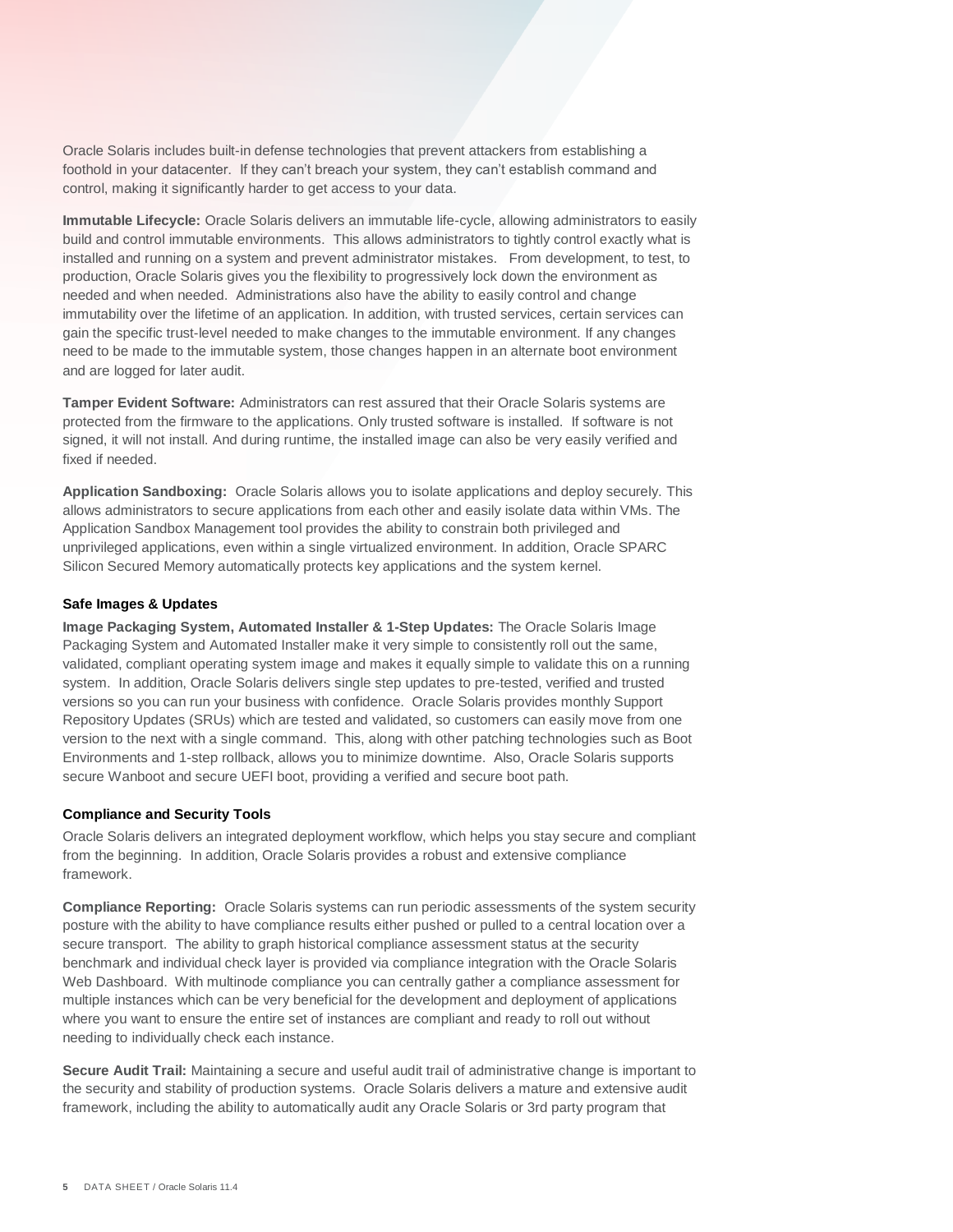Oracle Solaris includes built-in defense technologies that prevent attackers from establishing a foothold in your datacenter. If they can't breach your system, they can't establish command and control, making it significantly harder to get access to your data.

**Immutable Lifecycle:** Oracle Solaris delivers an immutable life-cycle, allowing administrators to easily build and control immutable environments. This allows administrators to tightly control exactly what is installed and running on a system and prevent administrator mistakes. From development, to test, to production, Oracle Solaris gives you the flexibility to progressively lock down the environment as needed and when needed. Administrations also have the ability to easily control and change immutability over the lifetime of an application. In addition, with trusted services, certain services can gain the specific trust-level needed to make changes to the immutable environment. If any changes need to be made to the immutable system, those changes happen in an alternate boot environment and are logged for later audit.

**Tamper Evident Software:** Administrators can rest assured that their Oracle Solaris systems are protected from the firmware to the applications. Only trusted software is installed. If software is not signed, it will not install. And during runtime, the installed image can also be very easily verified and fixed if needed.

**Application Sandboxing:** Oracle Solaris allows you to isolate applications and deploy securely. This allows administrators to secure applications from each other and easily isolate data within VMs. The Application Sandbox Management tool provides the ability to constrain both privileged and unprivileged applications, even within a single virtualized environment. In addition, Oracle SPARC Silicon Secured Memory automatically protects key applications and the system kernel.

### Safe Images & Updates

**Image Packaging System, Automated Installer & 1-Step Updates:** The Oracle Solaris Image Packaging System and Automated Installer make it very simple to consistently roll out the same, validated, compliant operating system image and makes it equally simple to validate this on a running system. In addition, Oracle Solaris delivers single step updates to pre-tested, verified and trusted versions so you can run your business with confidence. Oracle Solaris provides monthly Support Repository Updates (SRUs) which are tested and validated, so customers can easily move from one version to the next with a single command. This, along with other patching technologies such as Boot Environments and 1-step rollback, allows you to minimize downtime. Also, Oracle Solaris supports secure Wanboot and secure UEFI boot, providing a verified and secure boot path.

### Compliance and Security Tools

Oracle Solaris delivers an integrated deployment workflow, which helps you stay secure and compliant from the beginning. In addition, Oracle Solaris provides a robust and extensive compliance framework.

**Compliance Reporting:** Oracle Solaris systems can run periodic assessments of the system security posture with the ability to have compliance results either pushed or pulled to a central location over a secure transport. The ability to graph historical compliance assessment status at the security benchmark and individual check layer is provided via compliance integration with the Oracle Solaris Web Dashboard. With multinode compliance you can centrally gather a compliance assessment for multiple instances which can be very beneficial for the development and deployment of applications where you want to ensure the entire set of instances are compliant and ready to roll out without needing to individually check each instance.

**Secure Audit Trail:** Maintaining a secure and useful audit trail of administrative change is important to the security and stability of production systems. Oracle Solaris delivers a mature and extensive audit framework, including the ability to automatically audit any Oracle Solaris or 3rd party program that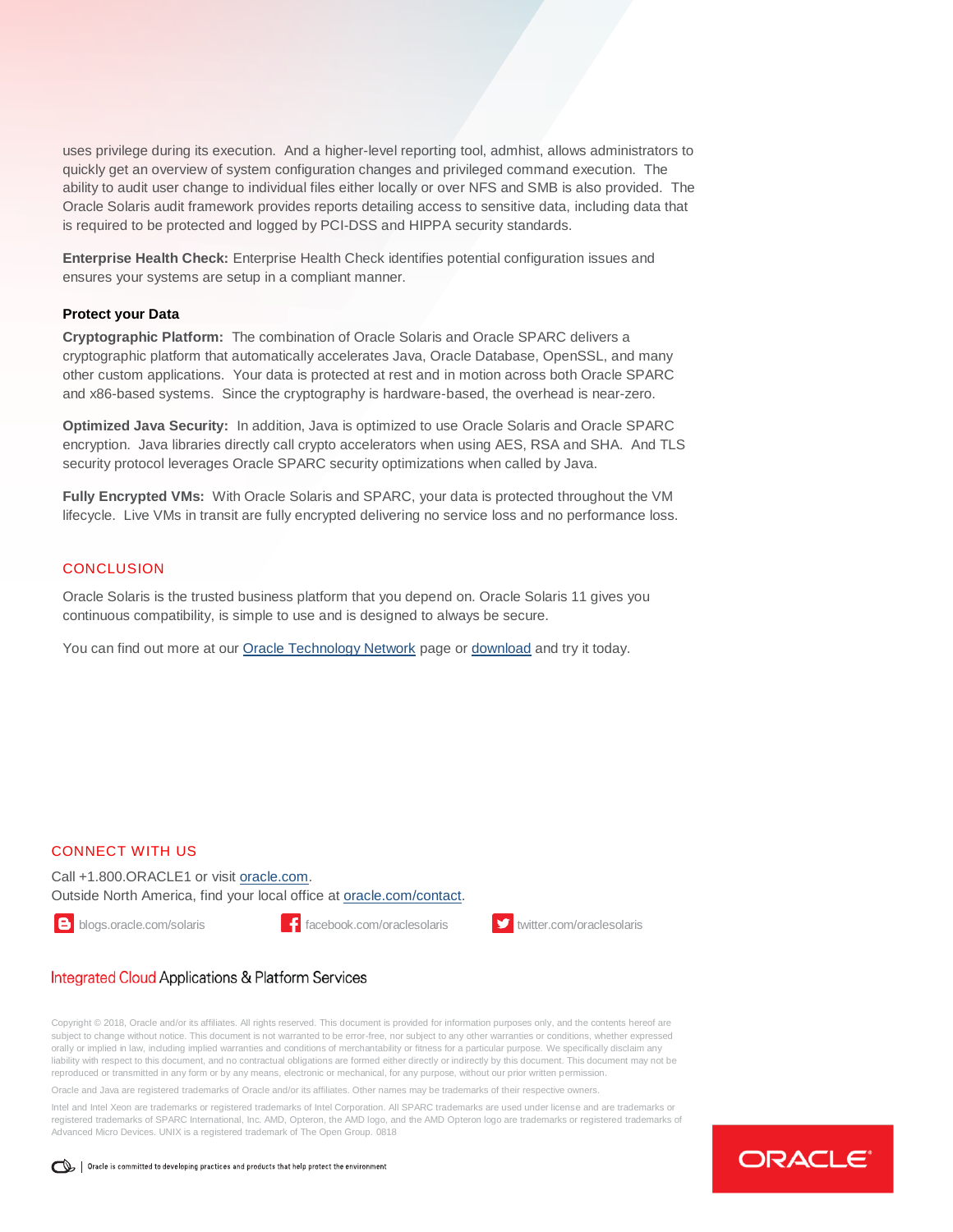uses privilege during its execution. And a higher-level reporting tool, admhist, allows administrators to quickly get an overview of system configuration changes and privileged command execution. The ability to audit user change to individual files either locally or over NFS and SMB is also provided. The Oracle Solaris audit framework provides reports detailing access to sensitive data, including data that is required to be protected and logged by PCI-DSS and HIPPA security standards.

**Enterprise Health Check:** Enterprise Health Check identifies potential configuration issues and ensures your systems are setup in a compliant manner.

### Protect your Data

**Cryptographic Platform:** The combination of Oracle Solaris and Oracle SPARC delivers a cryptographic platform that automatically accelerates Java, Oracle Database, OpenSSL, and many other custom applications. Your data is protected at rest and in motion across both Oracle SPARC and x86-based systems. Since the cryptography is hardware-based, the overhead is near-zero.

**Optimized Java Security:** In addition, Java is optimized to use Oracle Solaris and Oracle SPARC encryption. Java libraries directly call crypto accelerators when using AES, RSA and SHA. And TLS security protocol leverages Oracle SPARC security optimizations when called by Java.

**Fully Encrypted VMs:** With Oracle Solaris and SPARC, your data is protected throughout the VM lifecycle. Live VMs in transit are fully encrypted delivering no service loss and no performance loss.

## CONCLUSION

Oracle Solaris is the trusted business platform that you depend on. Oracle Solaris 11 gives you continuous compatibility, is simple to use and is designed to always be secure.

You can find out more at our Oracle Technology Network page or download and try it today.

## CONNECT WITH US

Call +1.800.ORACLE1 or visit oracle.com.
Outside North America, find your local office at oracle.com/contact.

blogs.oracle.com/solaris facebook.com/oraclesolaris twitter.com/oraclesolaris

Integrated Cloud Applications & Platform Services

Copyright © 2018, Oracle and/or its affiliates. All rights reserved. This document is provided for information purposes only, and the contents hereof are subject to change without notice. This document is not warranted to be error-free, nor subject to any other warranties or conditions, whether expressed orally or implied in law, including implied warranties and conditions of merchantability or fitness for a particular purpose. We specifically disclaim any liability with respect to this document, and no contractual obligations are formed either directly or indirectly by this document. This document may not be reproduced or transmitted in any form or by any means, electronic or mechanical, for any purpose, without our prior written permission.

Oracle and Java are registered trademarks of Oracle and/or its affiliates. Other names may be trademarks of their respective owners.

Intel and Intel Xeon are trademarks or registered trademarks of Intel Corporation. All SPARC trademarks are used under license and are trademarks or registered trademarks of SPARC International, Inc. AMD, Opteron, the AMD logo, and the AMD Opteron logo are trademarks or registered trademarks of Advanced Micro Devices. UNIX is a registered trademark of The Open Group. 0818

Oracle is committed to developing practices and products that help protect the environment

ORACLE